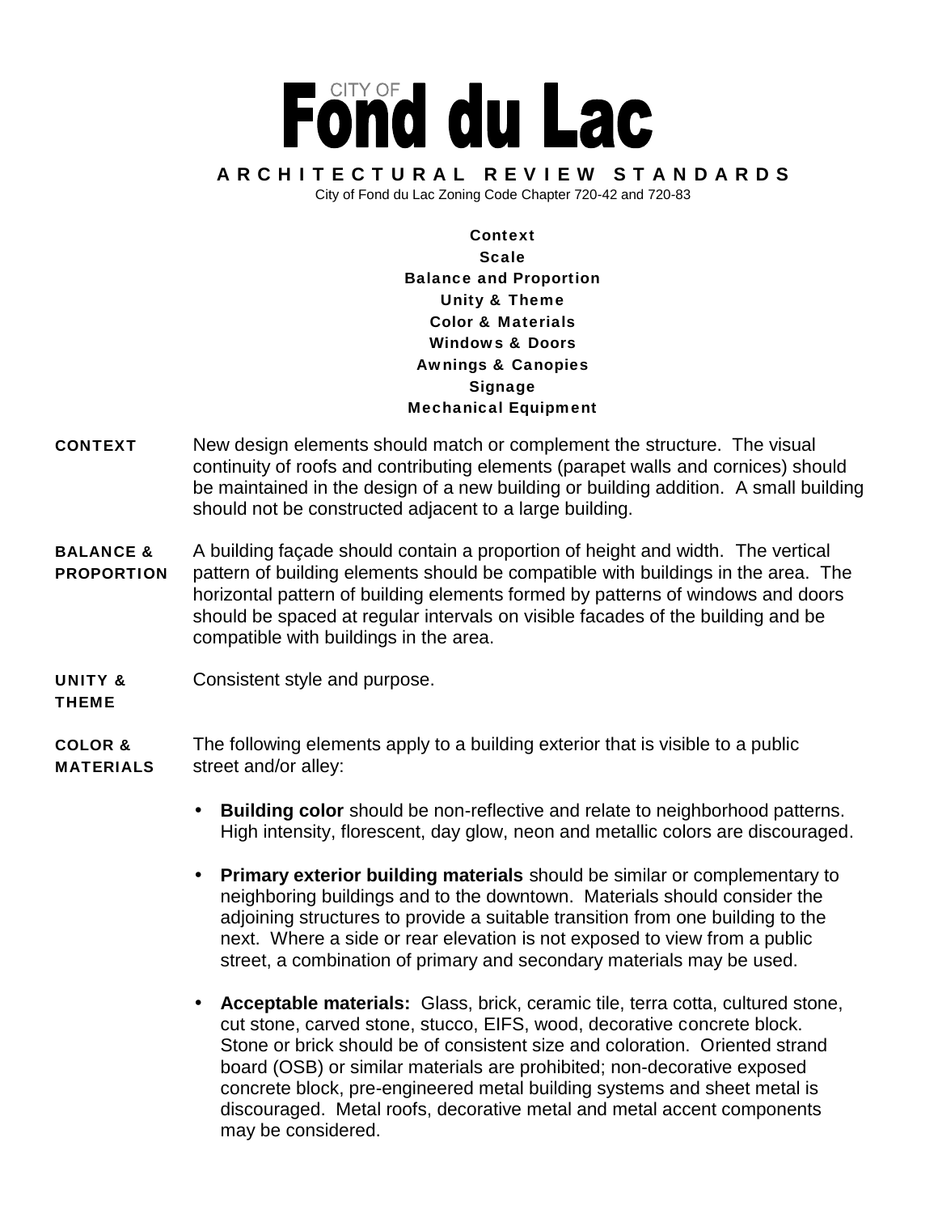# CITY OF Fond du Lac

## ARCHITECTURAL REVIEW STANDARDS

City of Fond du Lac Zoning Code Chapter 720-42 and 720-83

**Context**
**Scale**
**Balance and Proportion**
**Unity & Theme**
**Color & Materials**
**Windows & Doors**
**Awnings & Canopies**
**Signage**
**Mechanical Equipment**

**CONTEXT** New design elements should match or complement the structure. The visual continuity of roofs and contributing elements (parapet walls and cornices) should be maintained in the design of a new building or building addition. A small building should not be constructed adjacent to a large building.

**BALANCE & PROPORTION** A building façade should contain a proportion of height and width. The vertical pattern of building elements should be compatible with buildings in the area. The horizontal pattern of building elements formed by patterns of windows and doors should be spaced at regular intervals on visible facades of the building and be compatible with buildings in the area.

**UNITY & THEME** Consistent style and purpose.

**COLOR & MATERIALS** The following elements apply to a building exterior that is visible to a public street and/or alley:

- **Building color** should be non-reflective and relate to neighborhood patterns. High intensity, florescent, day glow, neon and metallic colors are discouraged.

- **Primary exterior building materials** should be similar or complementary to neighboring buildings and to the downtown. Materials should consider the adjoining structures to provide a suitable transition from one building to the next. Where a side or rear elevation is not exposed to view from a public street, a combination of primary and secondary materials may be used.

- **Acceptable materials:** Glass, brick, ceramic tile, terra cotta, cultured stone, cut stone, carved stone, stucco, EIFS, wood, decorative concrete block. Stone or brick should be of consistent size and coloration. Oriented strand board (OSB) or similar materials are prohibited; non-decorative exposed concrete block, pre-engineered metal building systems and sheet metal is discouraged. Metal roofs, decorative metal and metal accent components may be considered.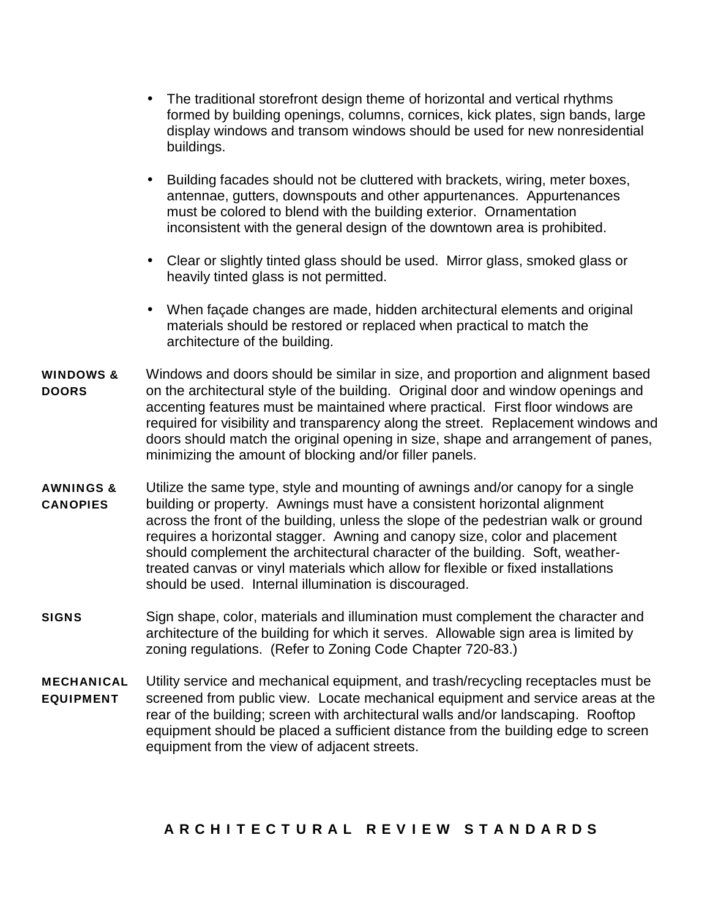- The traditional storefront design theme of horizontal and vertical rhythms formed by building openings, columns, cornices, kick plates, sign bands, large display windows and transom windows should be used for new nonresidential buildings.

- Building facades should not be cluttered with brackets, wiring, meter boxes, antennae, gutters, downspouts and other appurtenances. Appurtenances must be colored to blend with the building exterior. Ornamentation inconsistent with the general design of the downtown area is prohibited.

- Clear or slightly tinted glass should be used. Mirror glass, smoked glass or heavily tinted glass is not permitted.

- When façade changes are made, hidden architectural elements and original materials should be restored or replaced when practical to match the architecture of the building.

**WINDOWS & DOORS** Windows and doors should be similar in size, and proportion and alignment based on the architectural style of the building. Original door and window openings and accenting features must be maintained where practical. First floor windows are required for visibility and transparency along the street. Replacement windows and doors should match the original opening in size, shape and arrangement of panes, minimizing the amount of blocking and/or filler panels.

**AWNINGS & CANOPIES** Utilize the same type, style and mounting of awnings and/or canopy for a single building or property. Awnings must have a consistent horizontal alignment across the front of the building, unless the slope of the pedestrian walk or ground requires a horizontal stagger. Awning and canopy size, color and placement should complement the architectural character of the building. Soft, weather-treated canvas or vinyl materials which allow for flexible or fixed installations should be used. Internal illumination is discouraged.

**SIGNS** Sign shape, color, materials and illumination must complement the character and architecture of the building for which it serves. Allowable sign area is limited by zoning regulations. (Refer to Zoning Code Chapter 720-83.)

**MECHANICAL EQUIPMENT** Utility service and mechanical equipment, and trash/recycling receptacles must be screened from public view. Locate mechanical equipment and service areas at the rear of the building; screen with architectural walls and/or landscaping. Rooftop equipment should be placed a sufficient distance from the building edge to screen equipment from the view of adjacent streets.

**A R C H I T E C T U R A L   R E V I E W   S T A N D A R D S**